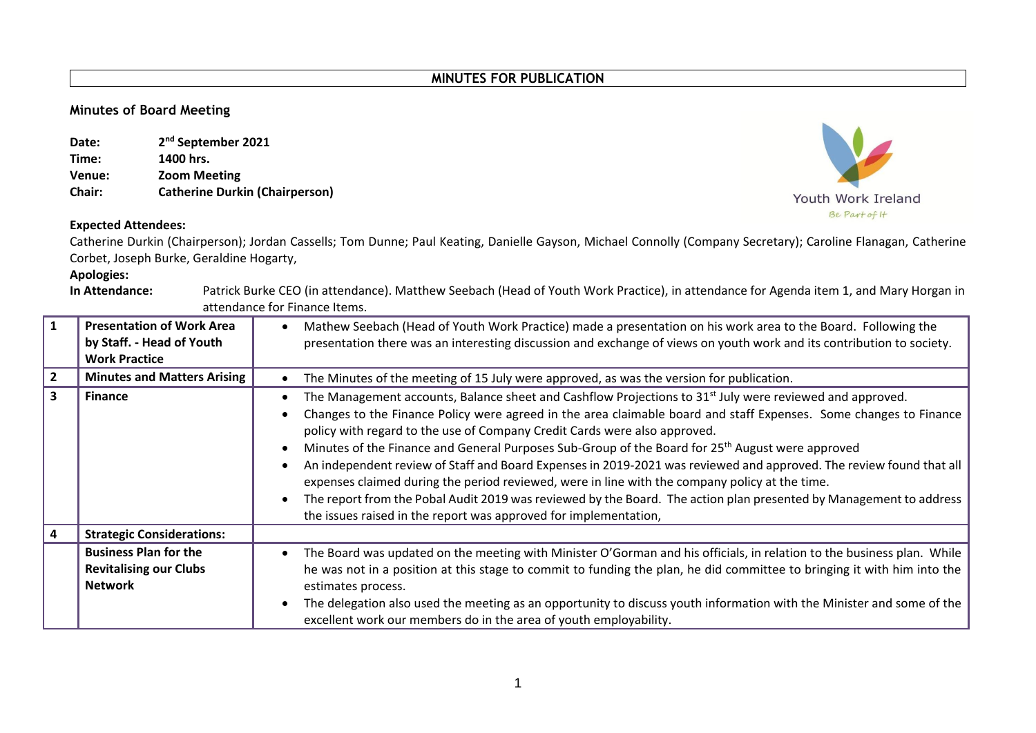**MINUTES FOR PUBLICATION**

## Minutes of Board Meeting

**Date:** 2nd September 2021
**Time:** 1400 hrs.
**Venue:** Zoom Meeting
**Chair:** Catherine Durkin (Chairperson)

Youth Work Ireland
*Be Part of It*

**Expected Attendees:**
Catherine Durkin (Chairperson); Jordan Cassells; Tom Dunne; Paul Keating, Danielle Gayson, Michael Connolly (Company Secretary); Caroline Flanagan, Catherine Corbet, Joseph Burke, Geraldine Hogarty,

**Apologies:**

**In Attendance:** Patrick Burke CEO (in attendance). Matthew Seebach (Head of Youth Work Practice), in attendance for Agenda item 1, and Mary Horgan in attendance for Finance Items.

| | | |
|---|---|---|
| **1** | **Presentation of Work Area by Staff. - Head of Youth Work Practice** | • Mathew Seebach (Head of Youth Work Practice) made a presentation on his work area to the Board. Following the presentation there was an interesting discussion and exchange of views on youth work and its contribution to society. |
| **2** | **Minutes and Matters Arising** | • The Minutes of the meeting of 15 July were approved, as was the version for publication. |
| **3** | **Finance** | • The Management accounts, Balance sheet and Cashflow Projections to 31st July were reviewed and approved.<br>• Changes to the Finance Policy were agreed in the area claimable board and staff Expenses. Some changes to Finance policy with regard to the use of Company Credit Cards were also approved.<br>• Minutes of the Finance and General Purposes Sub-Group of the Board for 25th August were approved<br>• An independent review of Staff and Board Expenses in 2019-2021 was reviewed and approved. The review found that all expenses claimed during the period reviewed, were in line with the company policy at the time.<br>• The report from the Pobal Audit 2019 was reviewed by the Board. The action plan presented by Management to address the issues raised in the report was approved for implementation, |
| **4** | **Strategic Considerations:** | |
| | **Business Plan for the Revitalising our Clubs Network** | • The Board was updated on the meeting with Minister O'Gorman and his officials, in relation to the business plan. While he was not in a position at this stage to commit to funding the plan, he did committee to bringing it with him into the estimates process.<br>• The delegation also used the meeting as an opportunity to discuss youth information with the Minister and some of the excellent work our members do in the area of youth employability. |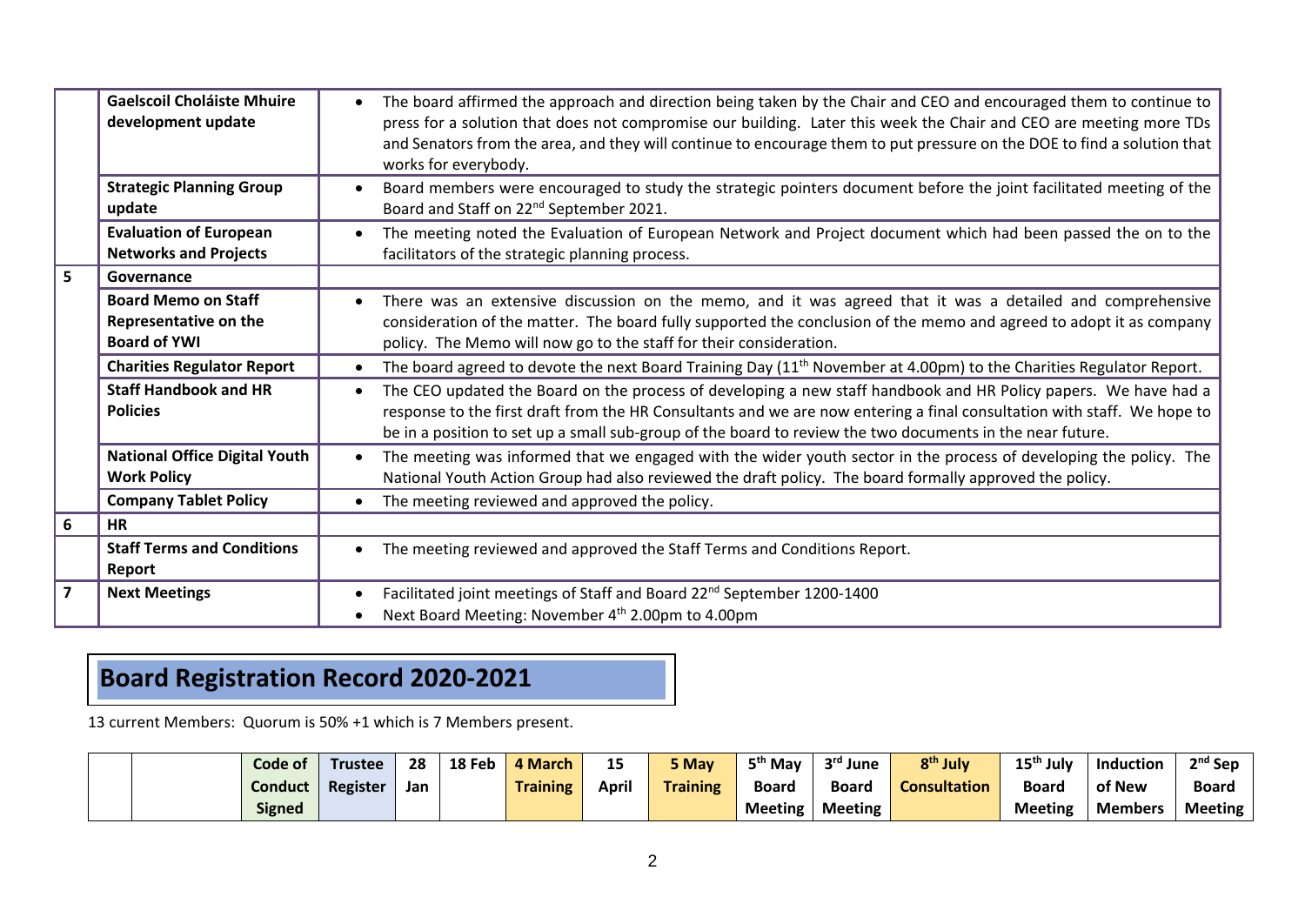| | | |
|---|---|---|
| | **Gaelscoil Choláiste Mhuire development update** | • The board affirmed the approach and direction being taken by the Chair and CEO and encouraged them to continue to press for a solution that does not compromise our building. Later this week the Chair and CEO are meeting more TDs and Senators from the area, and they will continue to encourage them to put pressure on the DOE to find a solution that works for everybody. |
| | **Strategic Planning Group update** | • Board members were encouraged to study the strategic pointers document before the joint facilitated meeting of the Board and Staff on 22nd September 2021. |
| | **Evaluation of European Networks and Projects** | • The meeting noted the Evaluation of European Network and Project document which had been passed the on to the facilitators of the strategic planning process. |
| **5** | **Governance** | |
| | **Board Memo on Staff Representative on the Board of YWI** | • There was an extensive discussion on the memo, and it was agreed that it was a detailed and comprehensive consideration of the matter. The board fully supported the conclusion of the memo and agreed to adopt it as company policy. The Memo will now go to the staff for their consideration. |
| | **Charities Regulator Report** | • The board agreed to devote the next Board Training Day (11th November at 4.00pm) to the Charities Regulator Report. |
| | **Staff Handbook and HR Policies** | • The CEO updated the Board on the process of developing a new staff handbook and HR Policy papers. We have had a response to the first draft from the HR Consultants and we are now entering a final consultation with staff. We hope to be in a position to set up a small sub-group of the board to review the two documents in the near future. |
| | **National Office Digital Youth Work Policy** | • The meeting was informed that we engaged with the wider youth sector in the process of developing the policy. The National Youth Action Group had also reviewed the draft policy. The board formally approved the policy. |
| | **Company Tablet Policy** | • The meeting reviewed and approved the policy. |
| **6** | **HR** | |
| | **Staff Terms and Conditions Report** | • The meeting reviewed and approved the Staff Terms and Conditions Report. |
| **7** | **Next Meetings** | • Facilitated joint meetings of Staff and Board 22nd September 1200-1400<br>• Next Board Meeting: November 4th 2.00pm to 4.00pm |

# Board Registration Record 2020-2021

13 current Members: Quorum is 50% +1 which is 7 Members present.

| | | Code of Conduct Signed | Trustee Register | 28 Jan | 18 Feb | 4 March Training | 15 April | 5 May Training | 5th May Board Meeting | 3rd June Board Meeting | 8th July Consultation | 15th July Board Meeting | Induction of New Members | 2nd Sep Board Meeting |
|---|---|---|---|---|---|---|---|---|---|---|---|---|---|---|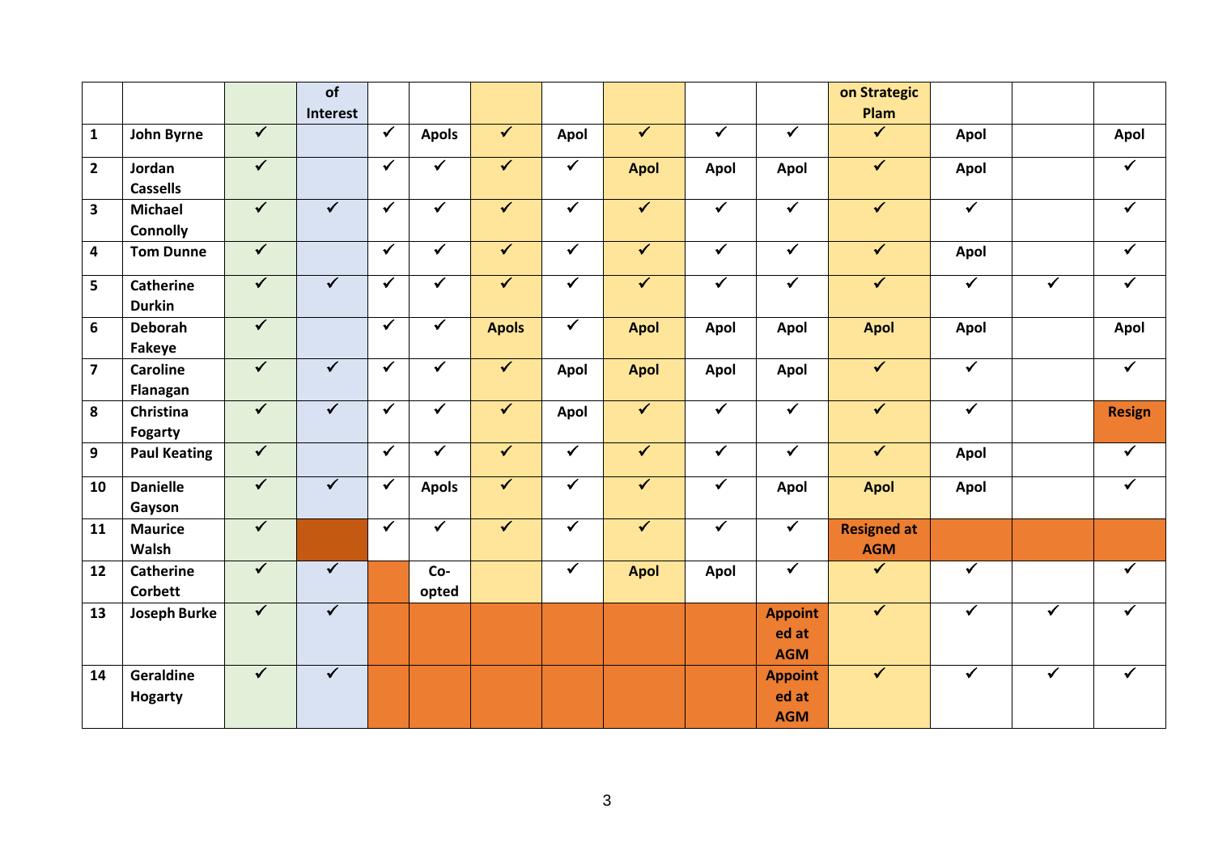| | | | of Interest | | | | | | | | on Strategic Plam | | | |
|---|---|---|---|---|---|---|---|---|---|---|---|---|---|---|
| 1 | John Byrne | ✓ | | ✓ | Apols | ✓ | Apol | ✓ | ✓ | ✓ | ✓ | Apol | | Apol |
| 2 | Jordan Cassells | ✓ | | ✓ | ✓ | ✓ | ✓ | Apol | Apol | Apol | ✓ | Apol | | ✓ |
| 3 | Michael Connolly | ✓ | ✓ | ✓ | ✓ | ✓ | ✓ | ✓ | ✓ | ✓ | ✓ | ✓ | | ✓ |
| 4 | Tom Dunne | ✓ | | ✓ | ✓ | ✓ | ✓ | ✓ | ✓ | ✓ | ✓ | Apol | | ✓ |
| 5 | Catherine Durkin | ✓ | ✓ | ✓ | ✓ | ✓ | ✓ | ✓ | ✓ | ✓ | ✓ | ✓ | ✓ | ✓ |
| 6 | Deborah Fakeye | ✓ | | ✓ | ✓ | Apols | ✓ | Apol | Apol | Apol | Apol | Apol | | Apol |
| 7 | Caroline Flanagan | ✓ | ✓ | ✓ | ✓ | ✓ | Apol | Apol | Apol | Apol | ✓ | ✓ | | ✓ |
| 8 | Christina Fogarty | ✓ | ✓ | ✓ | ✓ | ✓ | Apol | ✓ | ✓ | ✓ | ✓ | ✓ | | Resign |
| 9 | Paul Keating | ✓ | | ✓ | ✓ | ✓ | ✓ | ✓ | ✓ | ✓ | ✓ | Apol | | ✓ |
| 10 | Danielle Gayson | ✓ | ✓ | ✓ | Apols | ✓ | ✓ | ✓ | ✓ | Apol | Apol | Apol | | ✓ |
| 11 | Maurice Walsh | ✓ | | ✓ | ✓ | ✓ | ✓ | ✓ | ✓ | ✓ | Resigned at AGM | | | |
| 12 | Catherine Corbett | ✓ | ✓ | | Co-opted | | ✓ | Apol | Apol | ✓ | ✓ | ✓ | | ✓ |
| 13 | Joseph Burke | ✓ | ✓ | | | | | | | Appointed at AGM | ✓ | ✓ | ✓ | ✓ |
| 14 | Geraldine Hogarty | ✓ | ✓ | | | | | | | Appointed at AGM | ✓ | ✓ | ✓ | ✓ |